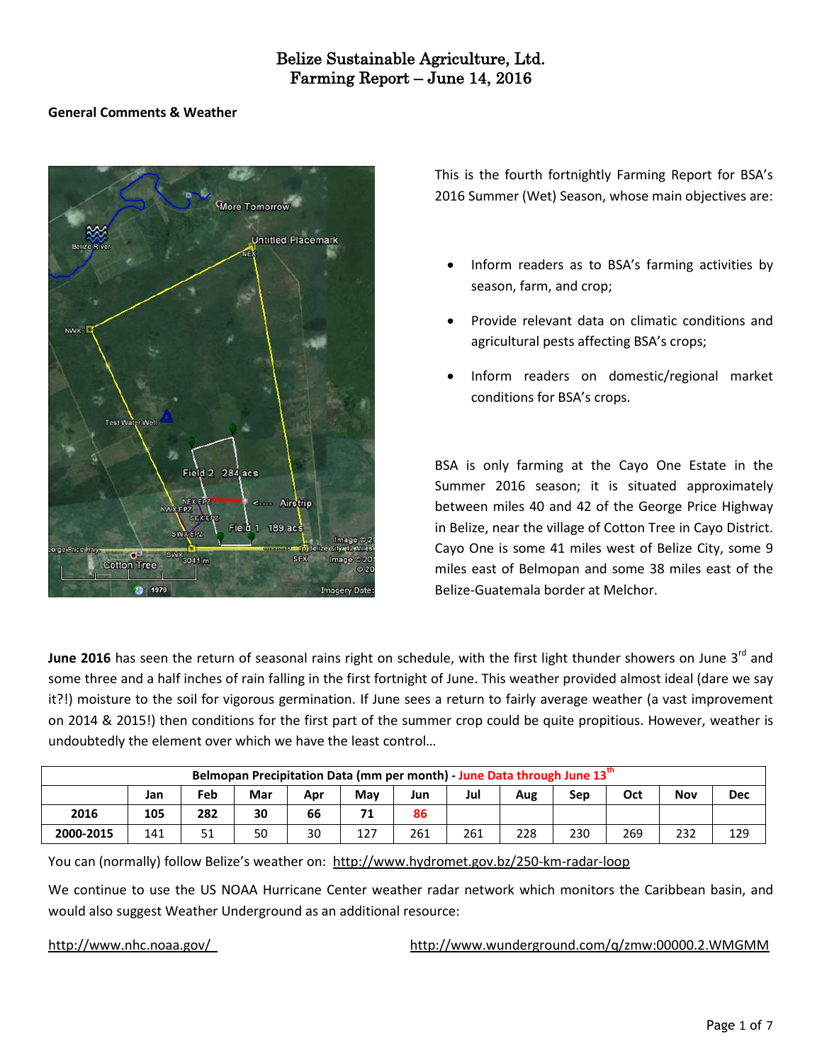# Belize Sustainable Agriculture, Ltd.
# Farming Report – June 14, 2016

**General Comments & Weather**

This is the fourth fortnightly Farming Report for BSA's 2016 Summer (Wet) Season, whose main objectives are:

- Inform readers as to BSA's farming activities by season, farm, and crop;
- Provide relevant data on climatic conditions and agricultural pests affecting BSA's crops;
- Inform readers on domestic/regional market conditions for BSA's crops.

BSA is only farming at the Cayo One Estate in the Summer 2016 season; it is situated approximately between miles 40 and 42 of the George Price Highway in Belize, near the village of Cotton Tree in Cayo District. Cayo One is some 41 miles west of Belize City, some 9 miles east of Belmopan and some 38 miles east of the Belize-Guatemala border at Melchor.

**June 2016** has seen the return of seasonal rains right on schedule, with the first light thunder showers on June 3rd and some three and a half inches of rain falling in the first fortnight of June. This weather provided almost ideal (dare we say it?!) moisture to the soil for vigorous germination. If June sees a return to fairly average weather (a vast improvement on 2014 & 2015!) then conditions for the first part of the summer crop could be quite propitious. However, weather is undoubtedly the element over which we have the least control…

| Belmopan Precipitation Data (mm per month) - June Data through June 13th | | | | | | | | | | | | |
|---|---|---|---|---|---|---|---|---|---|---|---|---|
| | Jan | Feb | Mar | Apr | May | Jun | Jul | Aug | Sep | Oct | Nov | Dec |
| **2016** | 105 | 282 | 30 | 66 | 71 | 86 | | | | | | |
| **2000-2015** | 141 | 51 | 50 | 30 | 127 | 261 | 261 | 228 | 230 | 269 | 232 | 129 |

You can (normally) follow Belize's weather on: http://www.hydromet.gov.bz/250-km-radar-loop

We continue to use the US NOAA Hurricane Center weather radar network which monitors the Caribbean basin, and would also suggest Weather Underground as an additional resource:

http://www.nhc.noaa.gov/ http://www.wunderground.com/q/zmw:00000.2.WMGMM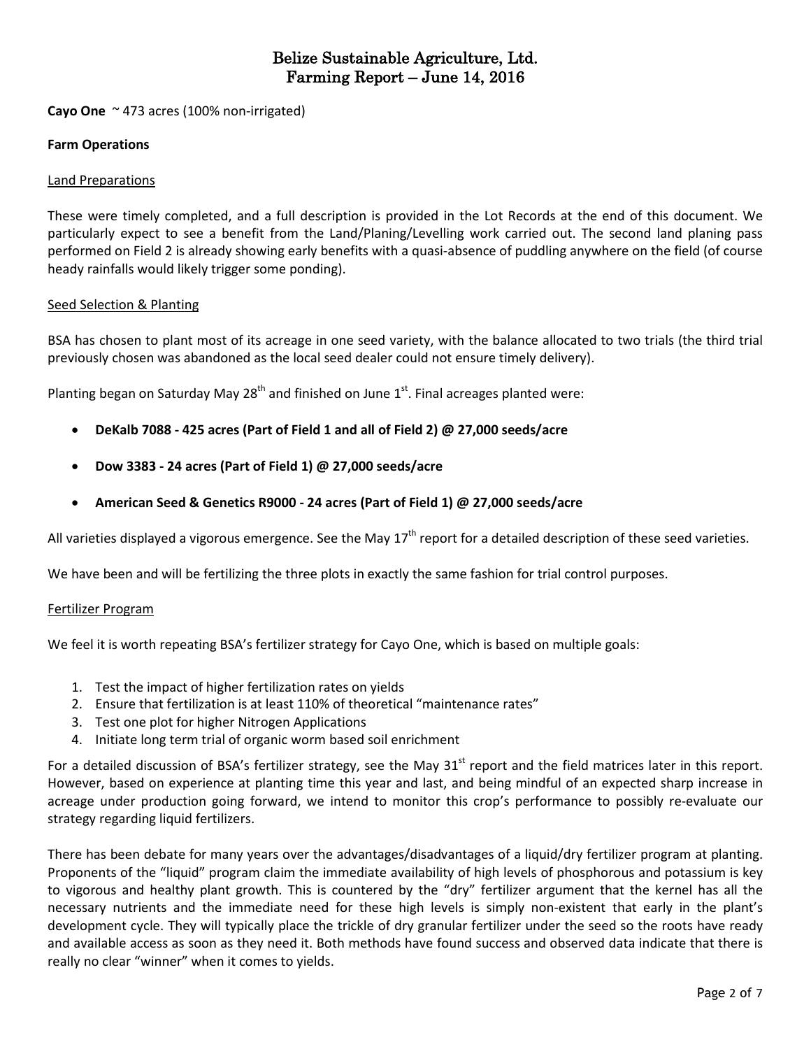# Belize Sustainable Agriculture, Ltd.
# Farming Report – June 14, 2016

**Cayo One** ~ 473 acres (100% non-irrigated)

**Farm Operations**

Land Preparations

These were timely completed, and a full description is provided in the Lot Records at the end of this document. We particularly expect to see a benefit from the Land/Planing/Levelling work carried out. The second land planing pass performed on Field 2 is already showing early benefits with a quasi-absence of puddling anywhere on the field (of course heady rainfalls would likely trigger some ponding).

Seed Selection & Planting

BSA has chosen to plant most of its acreage in one seed variety, with the balance allocated to two trials (the third trial previously chosen was abandoned as the local seed dealer could not ensure timely delivery).

Planting began on Saturday May 28th and finished on June 1st. Final acreages planted were:

- **DeKalb 7088 - 425 acres (Part of Field 1 and all of Field 2) @ 27,000 seeds/acre**
- **Dow 3383 - 24 acres (Part of Field 1) @ 27,000 seeds/acre**
- **American Seed & Genetics R9000 - 24 acres (Part of Field 1) @ 27,000 seeds/acre**

All varieties displayed a vigorous emergence. See the May 17th report for a detailed description of these seed varieties.

We have been and will be fertilizing the three plots in exactly the same fashion for trial control purposes.

Fertilizer Program

We feel it is worth repeating BSA's fertilizer strategy for Cayo One, which is based on multiple goals:

1. Test the impact of higher fertilization rates on yields
2. Ensure that fertilization is at least 110% of theoretical "maintenance rates"
3. Test one plot for higher Nitrogen Applications
4. Initiate long term trial of organic worm based soil enrichment

For a detailed discussion of BSA's fertilizer strategy, see the May 31st report and the field matrices later in this report. However, based on experience at planting time this year and last, and being mindful of an expected sharp increase in acreage under production going forward, we intend to monitor this crop's performance to possibly re-evaluate our strategy regarding liquid fertilizers.

There has been debate for many years over the advantages/disadvantages of a liquid/dry fertilizer program at planting. Proponents of the "liquid" program claim the immediate availability of high levels of phosphorous and potassium is key to vigorous and healthy plant growth. This is countered by the "dry" fertilizer argument that the kernel has all the necessary nutrients and the immediate need for these high levels is simply non-existent that early in the plant's development cycle. They will typically place the trickle of dry granular fertilizer under the seed so the roots have ready and available access as soon as they need it. Both methods have found success and observed data indicate that there is really no clear "winner" when it comes to yields.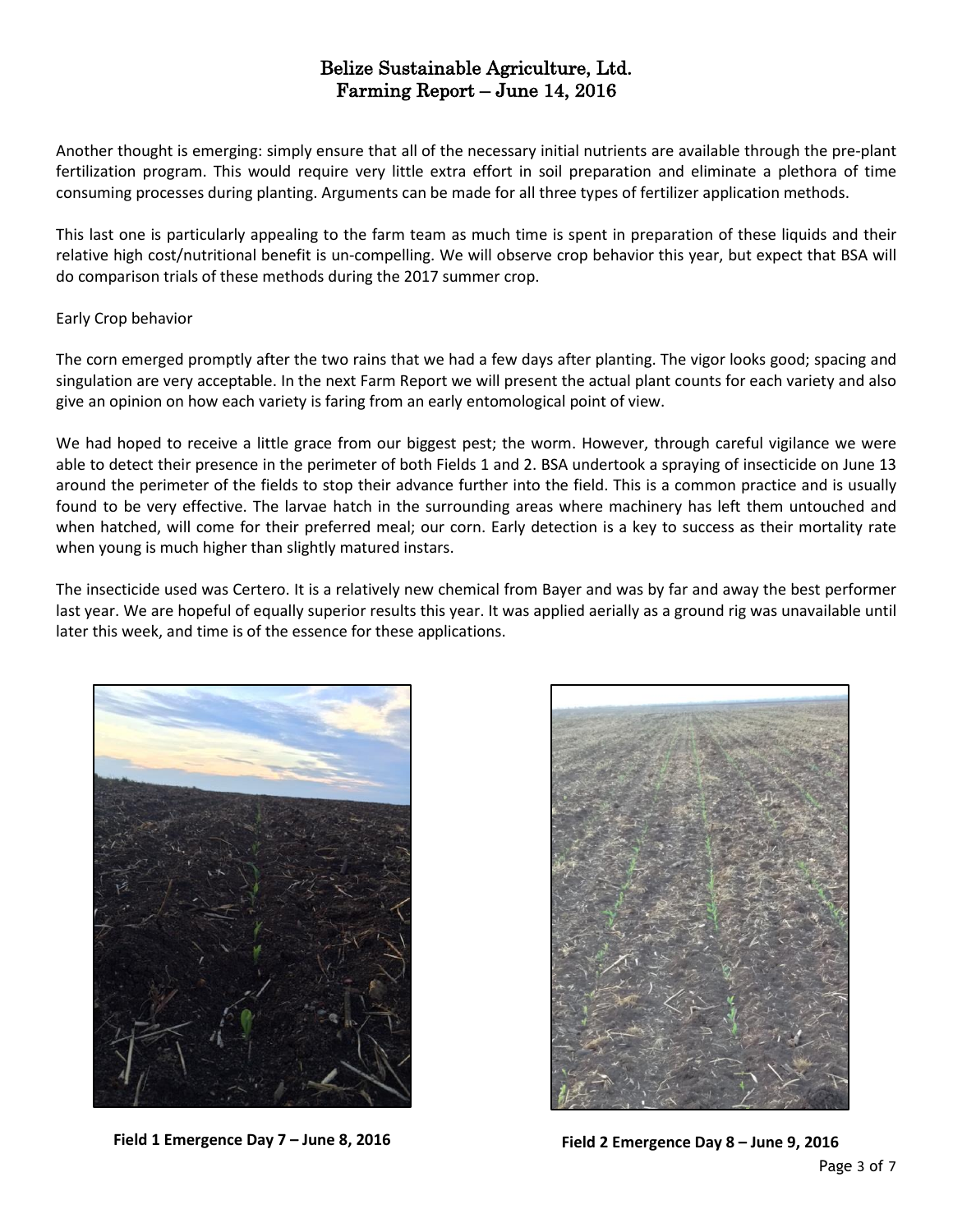Another thought is emerging: simply ensure that all of the necessary initial nutrients are available through the pre-plant fertilization program. This would require very little extra effort in soil preparation and eliminate a plethora of time consuming processes during planting. Arguments can be made for all three types of fertilizer application methods.

This last one is particularly appealing to the farm team as much time is spent in preparation of these liquids and their relative high cost/nutritional benefit is un-compelling. We will observe crop behavior this year, but expect that BSA will do comparison trials of these methods during the 2017 summer crop.

Early Crop behavior

The corn emerged promptly after the two rains that we had a few days after planting. The vigor looks good; spacing and singulation are very acceptable. In the next Farm Report we will present the actual plant counts for each variety and also give an opinion on how each variety is faring from an early entomological point of view.

We had hoped to receive a little grace from our biggest pest; the worm. However, through careful vigilance we were able to detect their presence in the perimeter of both Fields 1 and 2. BSA undertook a spraying of insecticide on June 13 around the perimeter of the fields to stop their advance further into the field. This is a common practice and is usually found to be very effective. The larvae hatch in the surrounding areas where machinery has left them untouched and when hatched, will come for their preferred meal; our corn. Early detection is a key to success as their mortality rate when young is much higher than slightly matured instars.

The insecticide used was Certero. It is a relatively new chemical from Bayer and was by far and away the best performer last year. We are hopeful of equally superior results this year. It was applied aerially as a ground rig was unavailable until later this week, and time is of the essence for these applications.

**Field 1 Emergence Day 7 – June 8, 2016**

**Field 2 Emergence Day 8 – June 9, 2016**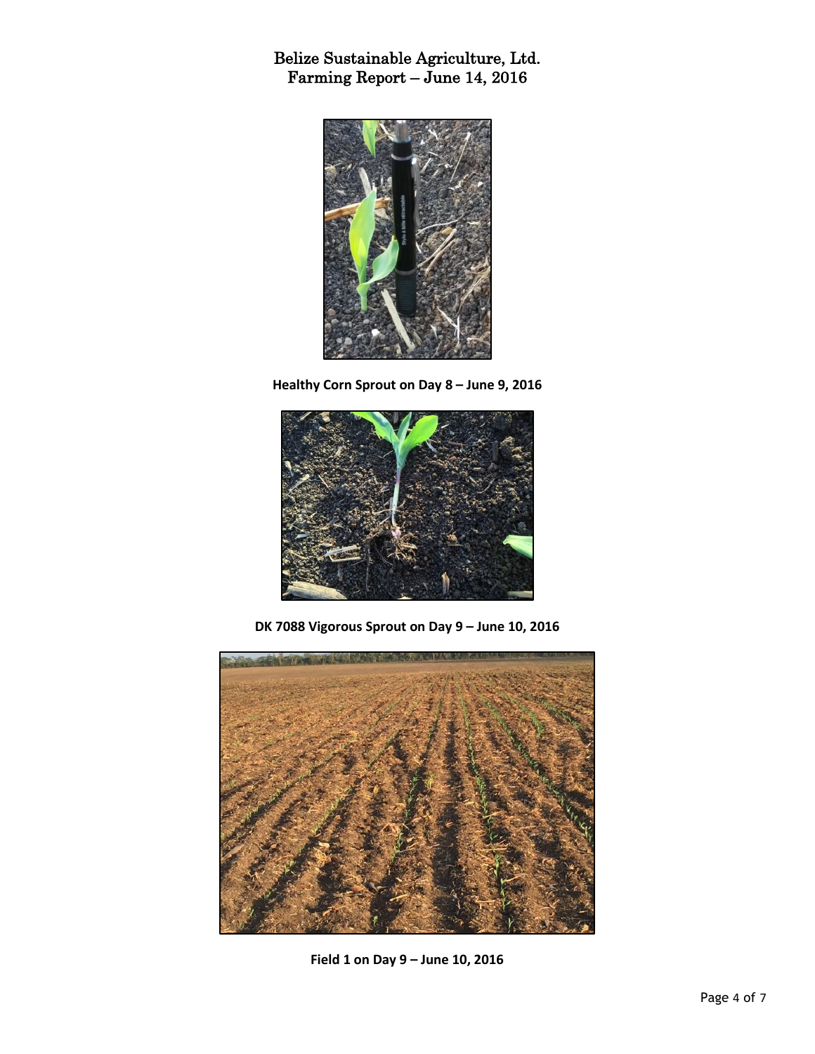# Belize Sustainable Agriculture, Ltd.
# Farming Report – June 14, 2016

**Healthy Corn Sprout on Day 8 – June 9, 2016**

**DK 7088 Vigorous Sprout on Day 9 – June 10, 2016**

**Field 1 on Day 9 – June 10, 2016**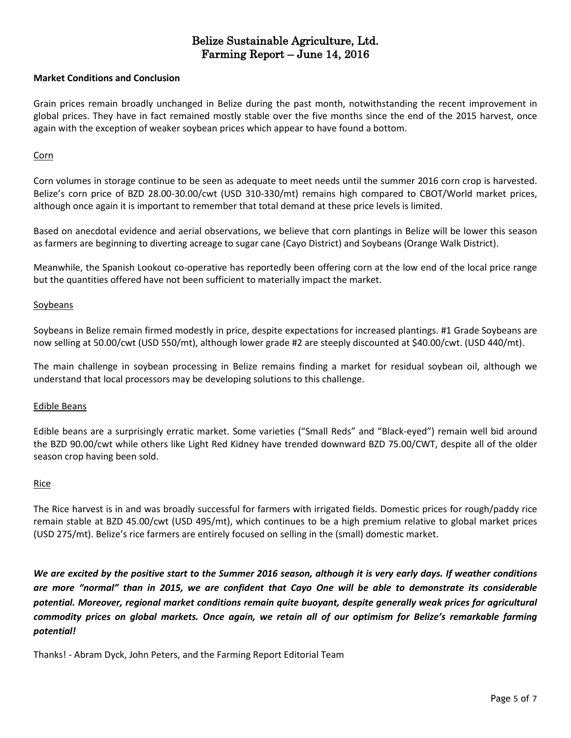**Market Conditions and Conclusion**

Grain prices remain broadly unchanged in Belize during the past month, notwithstanding the recent improvement in global prices. They have in fact remained mostly stable over the five months since the end of the 2015 harvest, once again with the exception of weaker soybean prices which appear to have found a bottom.

Corn

Corn volumes in storage continue to be seen as adequate to meet needs until the summer 2016 corn crop is harvested. Belize's corn price of BZD 28.00-30.00/cwt (USD 310-330/mt) remains high compared to CBOT/World market prices, although once again it is important to remember that total demand at these price levels is limited.

Based on anecdotal evidence and aerial observations, we believe that corn plantings in Belize will be lower this season as farmers are beginning to diverting acreage to sugar cane (Cayo District) and Soybeans (Orange Walk District).

Meanwhile, the Spanish Lookout co-operative has reportedly been offering corn at the low end of the local price range but the quantities offered have not been sufficient to materially impact the market.

Soybeans

Soybeans in Belize remain firmed modestly in price, despite expectations for increased plantings. #1 Grade Soybeans are now selling at 50.00/cwt (USD 550/mt), although lower grade #2 are steeply discounted at $40.00/cwt. (USD 440/mt).

The main challenge in soybean processing in Belize remains finding a market for residual soybean oil, although we understand that local processors may be developing solutions to this challenge.

Edible Beans

Edible beans are a surprisingly erratic market. Some varieties ("Small Reds" and "Black-eyed") remain well bid around the BZD 90.00/cwt while others like Light Red Kidney have trended downward BZD 75.00/CWT, despite all of the older season crop having been sold.

Rice

The Rice harvest is in and was broadly successful for farmers with irrigated fields. Domestic prices for rough/paddy rice remain stable at BZD 45.00/cwt (USD 495/mt), which continues to be a high premium relative to global market prices (USD 275/mt). Belize's rice farmers are entirely focused on selling in the (small) domestic market.

***We are excited by the positive start to the Summer 2016 season, although it is very early days. If weather conditions are more "normal" than in 2015, we are confident that Cayo One will be able to demonstrate its considerable potential. Moreover, regional market conditions remain quite buoyant, despite generally weak prices for agricultural commodity prices on global markets. Once again, we retain all of our optimism for Belize's remarkable farming potential!***

Thanks! - Abram Dyck, John Peters, and the Farming Report Editorial Team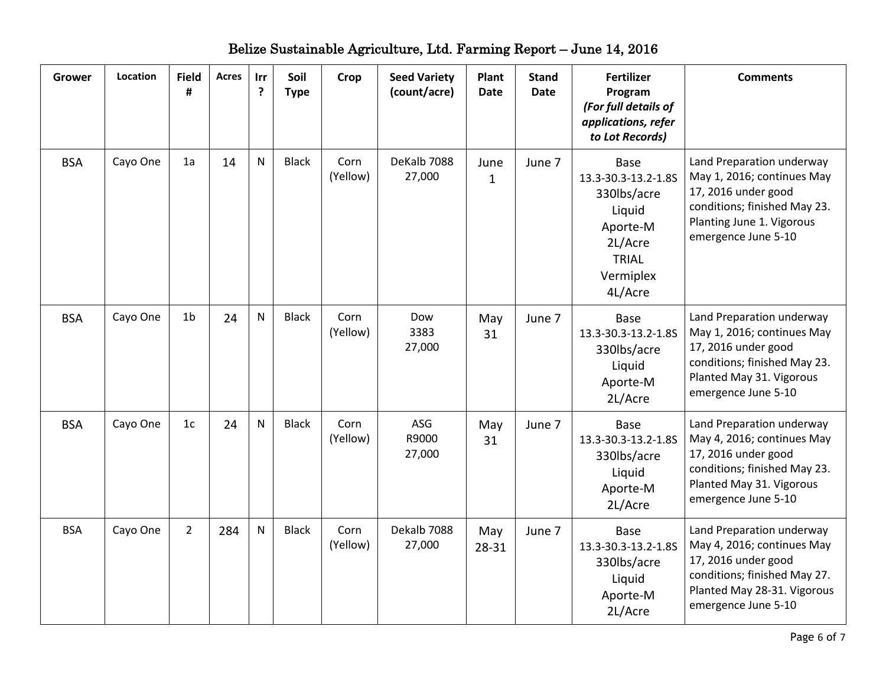# Belize Sustainable Agriculture, Ltd. Farming Report – June 14, 2016

| Grower | Location | Field # | Acres | Irr ? | Soil Type | Crop | Seed Variety (count/acre) | Plant Date | Stand Date | Fertilizer Program *(For full details of applications, refer to Lot Records)* | Comments |
|---|---|---|---|---|---|---|---|---|---|---|---|
| BSA | Cayo One | 1a | 14 | N | Black | Corn (Yellow) | DeKalb 7088 27,000 | June 1 | June 7 | Base 13.3-30.3-13.2-1.8S 330lbs/acre Liquid Aporte-M 2L/Acre TRIAL Vermiplex 4L/Acre | Land Preparation underway May 1, 2016; continues May 17, 2016 under good conditions; finished May 23. Planting June 1. Vigorous emergence June 5-10 |
| BSA | Cayo One | 1b | 24 | N | Black | Corn (Yellow) | Dow 3383 27,000 | May 31 | June 7 | Base 13.3-30.3-13.2-1.8S 330lbs/acre Liquid Aporte-M 2L/Acre | Land Preparation underway May 1, 2016; continues May 17, 2016 under good conditions; finished May 23. Planted May 31. Vigorous emergence June 5-10 |
| BSA | Cayo One | 1c | 24 | N | Black | Corn (Yellow) | ASG R9000 27,000 | May 31 | June 7 | Base 13.3-30.3-13.2-1.8S 330lbs/acre Liquid Aporte-M 2L/Acre | Land Preparation underway May 4, 2016; continues May 17, 2016 under good conditions; finished May 23. Planted May 31. Vigorous emergence June 5-10 |
| BSA | Cayo One | 2 | 284 | N | Black | Corn (Yellow) | Dekalb 7088 27,000 | May 28-31 | June 7 | Base 13.3-30.3-13.2-1.8S 330lbs/acre Liquid Aporte-M 2L/Acre | Land Preparation underway May 4, 2016; continues May 17, 2016 under good conditions; finished May 27. Planted May 28-31. Vigorous emergence June 5-10 |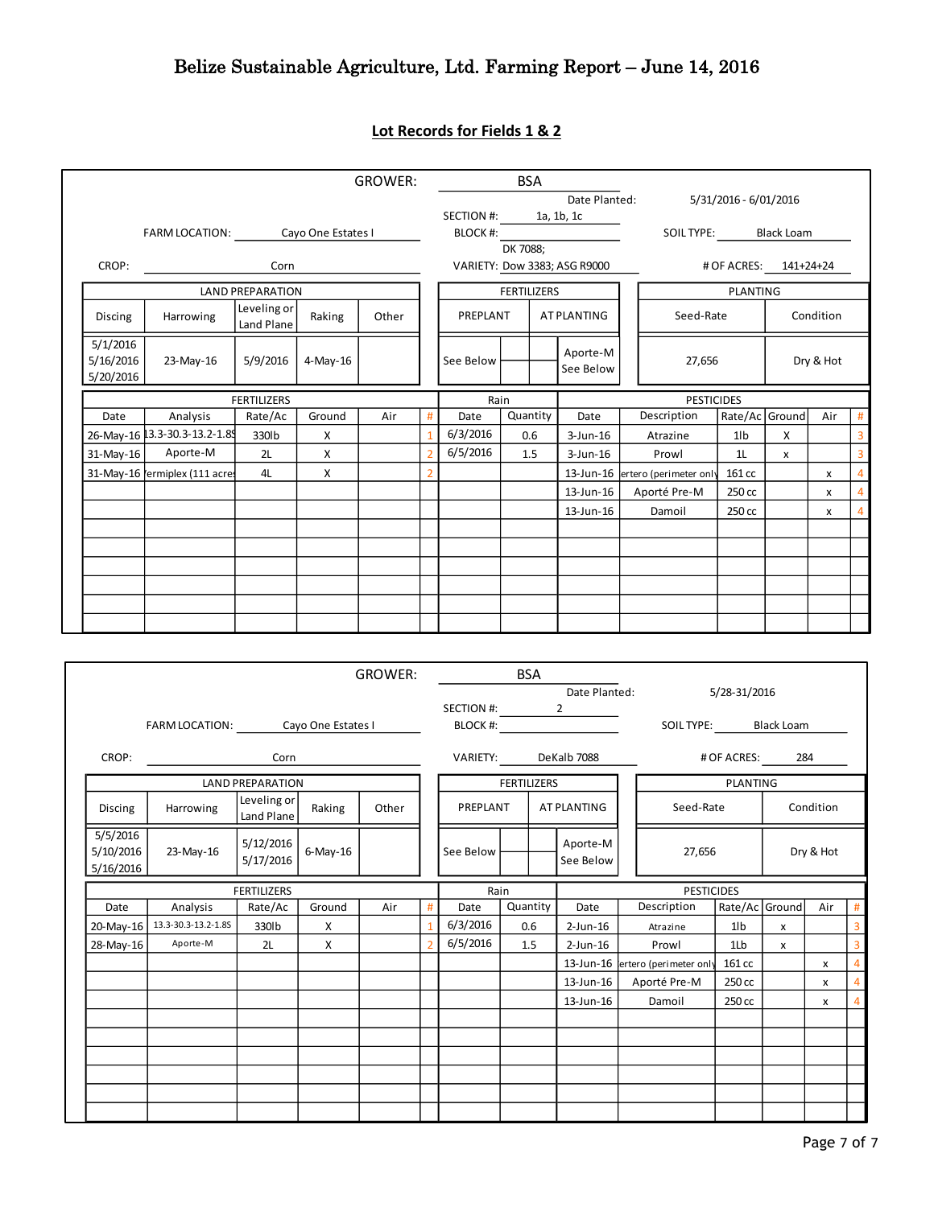# Belize Sustainable Agriculture, Ltd. Farming Report – June 14, 2016

## Lot Records for Fields 1 & 2

GROWER: BSA

Date Planted: 5/31/2016 - 6/01/2016

SECTION #: 1a, 1b, 1c

FARM LOCATION: Cayo One Estates I

BLOCK #:

SOIL TYPE: Black Loam

CROP: Corn

VARIETY: DK 7088; Dow 3383; ASG R9000

# OF ACRES: 141+24+24

| LAND PREPARATION | | | | | FERTILIZERS | | PLANTING | |
|---|---|---|---|---|---|---|---|---|
| Discing | Harrowing | Leveling or Land Plane | Raking | Other | PREPLANT | AT PLANTING | Seed-Rate | Condition |
| 5/1/2016 5/16/2016 5/20/2016 | 23-May-16 | 5/9/2016 | 4-May-16 | | See Below | Aporte-M See Below | 27,656 | Dry & Hot |

| FERTILIZERS | | | | | | Rain | | PESTICIDES | | | | | |
|---|---|---|---|---|---|---|---|---|---|---|---|---|---|
| Date | Analysis | Rate/Ac | Ground | Air | # | Date | Quantity | Date | Description | Rate/Ac | Ground | Air | # |
| 26-May-16 | 13.3-30.3-13.2-1.8S | 330lb | X | | 1 | 6/3/2016 | 0.6 | 3-Jun-16 | Atrazine | 1lb | X | | 3 |
| 31-May-16 | Aporte-M | 2L | X | | 2 | 6/5/2016 | 1.5 | 3-Jun-16 | Prowl | 1L | x | | 3 |
| 31-May-16 | ermiplex (111 acres | 4L | X | | 2 | | | 13-Jun-16 | ertero (perimeter only | 161 cc | | x | 4 |
| | | | | | | | | 13-Jun-16 | Aporté Pre-M | 250 cc | | x | 4 |
| | | | | | | | | 13-Jun-16 | Damoil | 250 cc | | x | 4 |

GROWER: BSA

Date Planted: 5/28-31/2016

SECTION #: 2

FARM LOCATION: Cayo One Estates I

BLOCK #:

SOIL TYPE: Black Loam

CROP: Corn

VARIETY: DeKalb 7088

# OF ACRES: 284

| LAND PREPARATION | | | | | FERTILIZERS | | PLANTING | |
|---|---|---|---|---|---|---|---|---|
| Discing | Harrowing | Leveling or Land Plane | Raking | Other | PREPLANT | AT PLANTING | Seed-Rate | Condition |
| 5/5/2016 5/10/2016 5/16/2016 | 23-May-16 | 5/12/2016 5/17/2016 | 6-May-16 | | See Below | Aporte-M See Below | 27,656 | Dry & Hot |

| FERTILIZERS | | | | | | Rain | | PESTICIDES | | | | | |
|---|---|---|---|---|---|---|---|---|---|---|---|---|---|
| Date | Analysis | Rate/Ac | Ground | Air | # | Date | Quantity | Date | Description | Rate/Ac | Ground | Air | # |
| 20-May-16 | 13.3-30.3-13.2-1.8S | 330lb | X | | 1 | 6/3/2016 | 0.6 | 2-Jun-16 | Atrazine | 1lb | x | | 3 |
| 28-May-16 | Aporte-M | 2L | X | | 2 | 6/5/2016 | 1.5 | 2-Jun-16 | Prowl | 1Lb | x | | 3 |
| | | | | | | | | 13-Jun-16 | ertero (perimeter only | 161 cc | | x | 4 |
| | | | | | | | | 13-Jun-16 | Aporté Pre-M | 250 cc | | x | 4 |
| | | | | | | | | 13-Jun-16 | Damoil | 250 cc | | x | 4 |